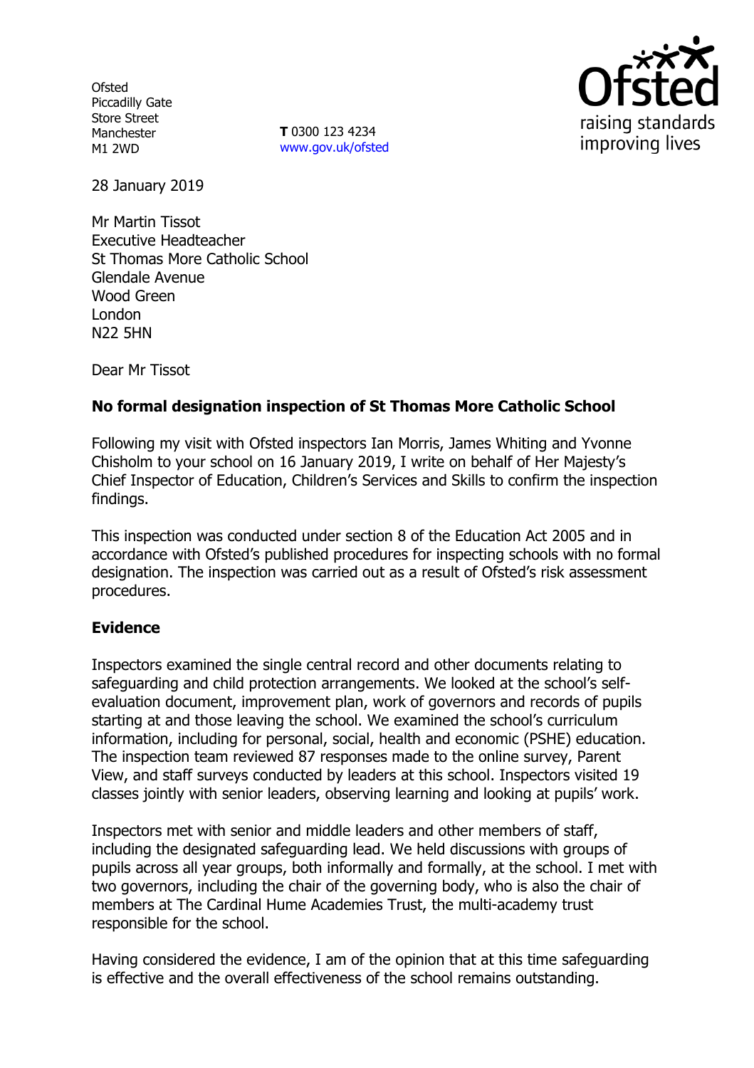Ofsted
Piccadilly Gate
Store Street
Manchester
M1 2WD

**T** 0300 123 4234
www.gov.uk/ofsted

28 January 2019

Mr Martin Tissot
Executive Headteacher
St Thomas More Catholic School
Glendale Avenue
Wood Green
London
N22 5HN

Dear Mr Tissot

**No formal designation inspection of St Thomas More Catholic School**

Following my visit with Ofsted inspectors Ian Morris, James Whiting and Yvonne Chisholm to your school on 16 January 2019, I write on behalf of Her Majesty's Chief Inspector of Education, Children's Services and Skills to confirm the inspection findings.

This inspection was conducted under section 8 of the Education Act 2005 and in accordance with Ofsted's published procedures for inspecting schools with no formal designation. The inspection was carried out as a result of Ofsted's risk assessment procedures.

**Evidence**

Inspectors examined the single central record and other documents relating to safeguarding and child protection arrangements. We looked at the school's self-evaluation document, improvement plan, work of governors and records of pupils starting at and those leaving the school. We examined the school's curriculum information, including for personal, social, health and economic (PSHE) education. The inspection team reviewed 87 responses made to the online survey, Parent View, and staff surveys conducted by leaders at this school. Inspectors visited 19 classes jointly with senior leaders, observing learning and looking at pupils' work.

Inspectors met with senior and middle leaders and other members of staff, including the designated safeguarding lead. We held discussions with groups of pupils across all year groups, both informally and formally, at the school. I met with two governors, including the chair of the governing body, who is also the chair of members at The Cardinal Hume Academies Trust, the multi-academy trust responsible for the school.

Having considered the evidence, I am of the opinion that at this time safeguarding is effective and the overall effectiveness of the school remains outstanding.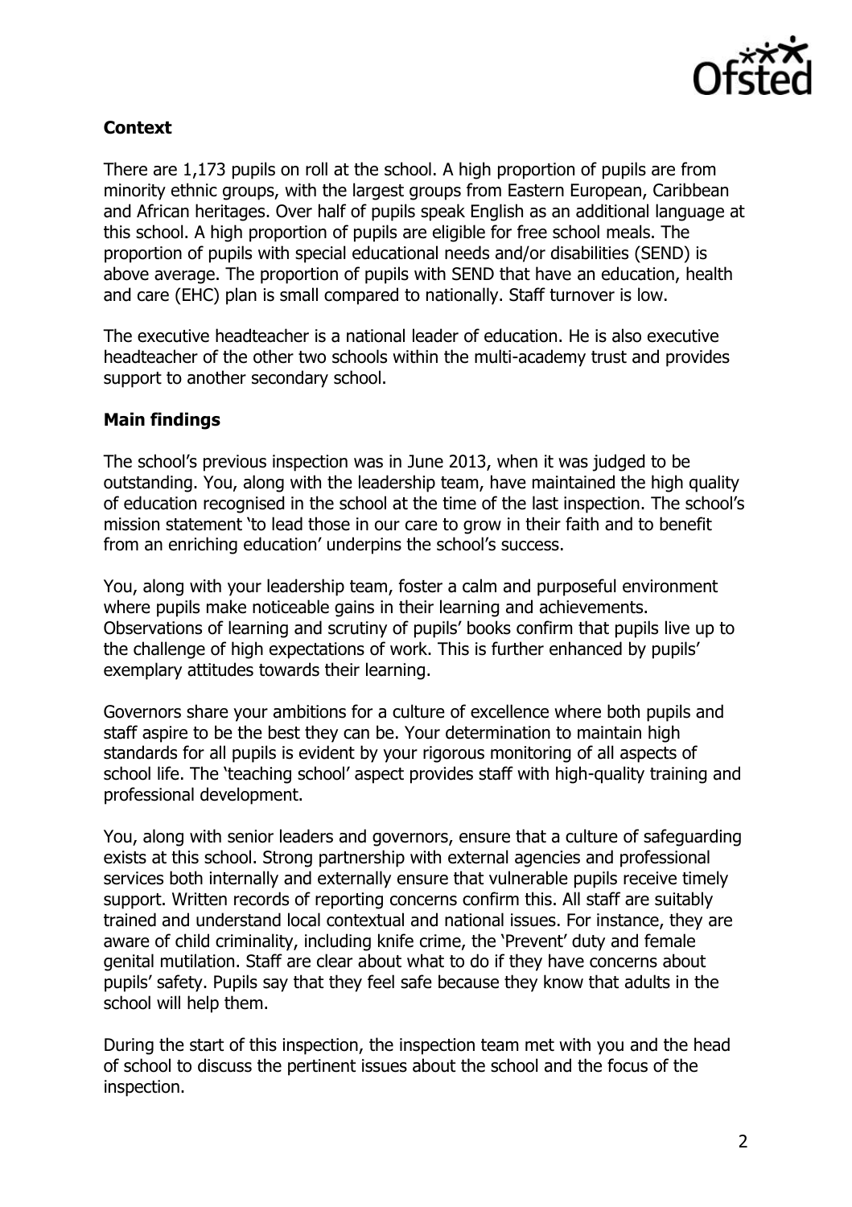### Context

There are 1,173 pupils on roll at the school. A high proportion of pupils are from minority ethnic groups, with the largest groups from Eastern European, Caribbean and African heritages. Over half of pupils speak English as an additional language at this school. A high proportion of pupils are eligible for free school meals. The proportion of pupils with special educational needs and/or disabilities (SEND) is above average. The proportion of pupils with SEND that have an education, health and care (EHC) plan is small compared to nationally. Staff turnover is low.

The executive headteacher is a national leader of education. He is also executive headteacher of the other two schools within the multi-academy trust and provides support to another secondary school.

### Main findings

The school's previous inspection was in June 2013, when it was judged to be outstanding. You, along with the leadership team, have maintained the high quality of education recognised in the school at the time of the last inspection. The school's mission statement 'to lead those in our care to grow in their faith and to benefit from an enriching education' underpins the school's success.

You, along with your leadership team, foster a calm and purposeful environment where pupils make noticeable gains in their learning and achievements. Observations of learning and scrutiny of pupils' books confirm that pupils live up to the challenge of high expectations of work. This is further enhanced by pupils' exemplary attitudes towards their learning.

Governors share your ambitions for a culture of excellence where both pupils and staff aspire to be the best they can be. Your determination to maintain high standards for all pupils is evident by your rigorous monitoring of all aspects of school life. The 'teaching school' aspect provides staff with high-quality training and professional development.

You, along with senior leaders and governors, ensure that a culture of safeguarding exists at this school. Strong partnership with external agencies and professional services both internally and externally ensure that vulnerable pupils receive timely support. Written records of reporting concerns confirm this. All staff are suitably trained and understand local contextual and national issues. For instance, they are aware of child criminality, including knife crime, the 'Prevent' duty and female genital mutilation. Staff are clear about what to do if they have concerns about pupils' safety. Pupils say that they feel safe because they know that adults in the school will help them.

During the start of this inspection, the inspection team met with you and the head of school to discuss the pertinent issues about the school and the focus of the inspection.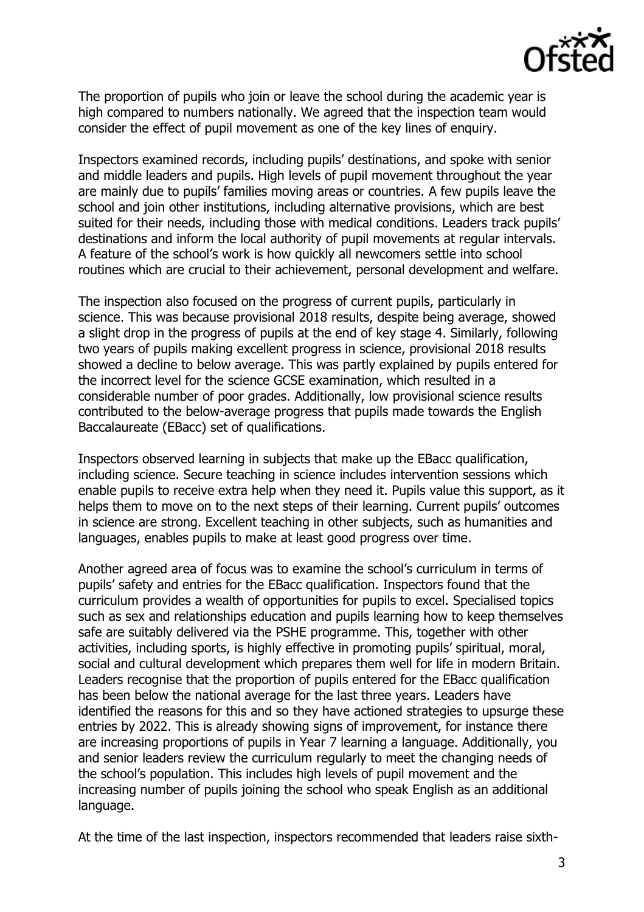The proportion of pupils who join or leave the school during the academic year is high compared to numbers nationally. We agreed that the inspection team would consider the effect of pupil movement as one of the key lines of enquiry.

Inspectors examined records, including pupils' destinations, and spoke with senior and middle leaders and pupils. High levels of pupil movement throughout the year are mainly due to pupils' families moving areas or countries. A few pupils leave the school and join other institutions, including alternative provisions, which are best suited for their needs, including those with medical conditions. Leaders track pupils' destinations and inform the local authority of pupil movements at regular intervals. A feature of the school's work is how quickly all newcomers settle into school routines which are crucial to their achievement, personal development and welfare.

The inspection also focused on the progress of current pupils, particularly in science. This was because provisional 2018 results, despite being average, showed a slight drop in the progress of pupils at the end of key stage 4. Similarly, following two years of pupils making excellent progress in science, provisional 2018 results showed a decline to below average. This was partly explained by pupils entered for the incorrect level for the science GCSE examination, which resulted in a considerable number of poor grades. Additionally, low provisional science results contributed to the below-average progress that pupils made towards the English Baccalaureate (EBacc) set of qualifications.

Inspectors observed learning in subjects that make up the EBacc qualification, including science. Secure teaching in science includes intervention sessions which enable pupils to receive extra help when they need it. Pupils value this support, as it helps them to move on to the next steps of their learning. Current pupils' outcomes in science are strong. Excellent teaching in other subjects, such as humanities and languages, enables pupils to make at least good progress over time.

Another agreed area of focus was to examine the school's curriculum in terms of pupils' safety and entries for the EBacc qualification. Inspectors found that the curriculum provides a wealth of opportunities for pupils to excel. Specialised topics such as sex and relationships education and pupils learning how to keep themselves safe are suitably delivered via the PSHE programme. This, together with other activities, including sports, is highly effective in promoting pupils' spiritual, moral, social and cultural development which prepares them well for life in modern Britain. Leaders recognise that the proportion of pupils entered for the EBacc qualification has been below the national average for the last three years. Leaders have identified the reasons for this and so they have actioned strategies to upsurge these entries by 2022. This is already showing signs of improvement, for instance there are increasing proportions of pupils in Year 7 learning a language. Additionally, you and senior leaders review the curriculum regularly to meet the changing needs of the school's population. This includes high levels of pupil movement and the increasing number of pupils joining the school who speak English as an additional language.

At the time of the last inspection, inspectors recommended that leaders raise sixth-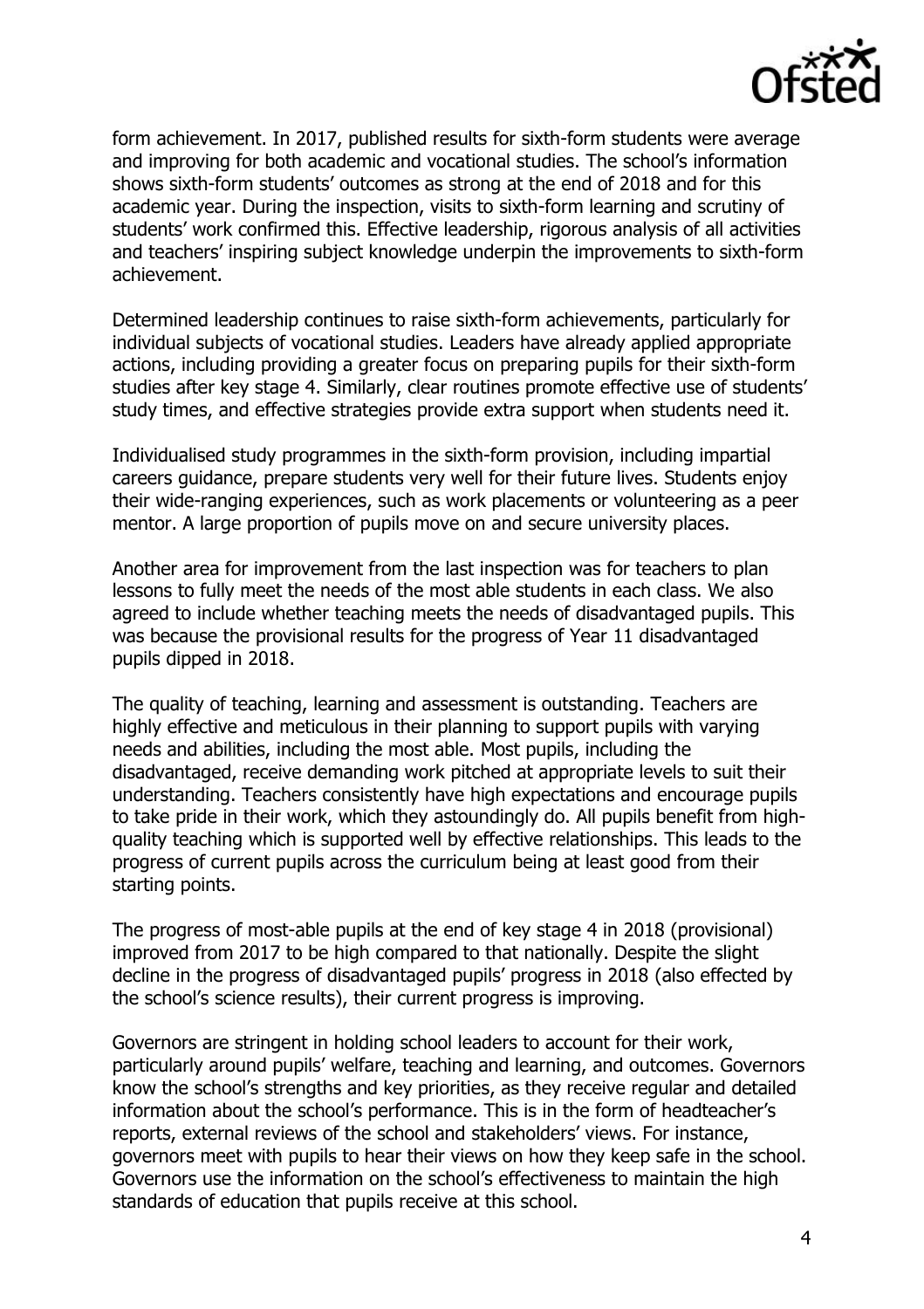form achievement. In 2017, published results for sixth-form students were average and improving for both academic and vocational studies. The school's information shows sixth-form students' outcomes as strong at the end of 2018 and for this academic year. During the inspection, visits to sixth-form learning and scrutiny of students' work confirmed this. Effective leadership, rigorous analysis of all activities and teachers' inspiring subject knowledge underpin the improvements to sixth-form achievement.

Determined leadership continues to raise sixth-form achievements, particularly for individual subjects of vocational studies. Leaders have already applied appropriate actions, including providing a greater focus on preparing pupils for their sixth-form studies after key stage 4. Similarly, clear routines promote effective use of students' study times, and effective strategies provide extra support when students need it.

Individualised study programmes in the sixth-form provision, including impartial careers guidance, prepare students very well for their future lives. Students enjoy their wide-ranging experiences, such as work placements or volunteering as a peer mentor. A large proportion of pupils move on and secure university places.

Another area for improvement from the last inspection was for teachers to plan lessons to fully meet the needs of the most able students in each class. We also agreed to include whether teaching meets the needs of disadvantaged pupils. This was because the provisional results for the progress of Year 11 disadvantaged pupils dipped in 2018.

The quality of teaching, learning and assessment is outstanding. Teachers are highly effective and meticulous in their planning to support pupils with varying needs and abilities, including the most able. Most pupils, including the disadvantaged, receive demanding work pitched at appropriate levels to suit their understanding. Teachers consistently have high expectations and encourage pupils to take pride in their work, which they astoundingly do. All pupils benefit from high-quality teaching which is supported well by effective relationships. This leads to the progress of current pupils across the curriculum being at least good from their starting points.

The progress of most-able pupils at the end of key stage 4 in 2018 (provisional) improved from 2017 to be high compared to that nationally. Despite the slight decline in the progress of disadvantaged pupils' progress in 2018 (also effected by the school's science results), their current progress is improving.

Governors are stringent in holding school leaders to account for their work, particularly around pupils' welfare, teaching and learning, and outcomes. Governors know the school's strengths and key priorities, as they receive regular and detailed information about the school's performance. This is in the form of headteacher's reports, external reviews of the school and stakeholders' views. For instance, governors meet with pupils to hear their views on how they keep safe in the school. Governors use the information on the school's effectiveness to maintain the high standards of education that pupils receive at this school.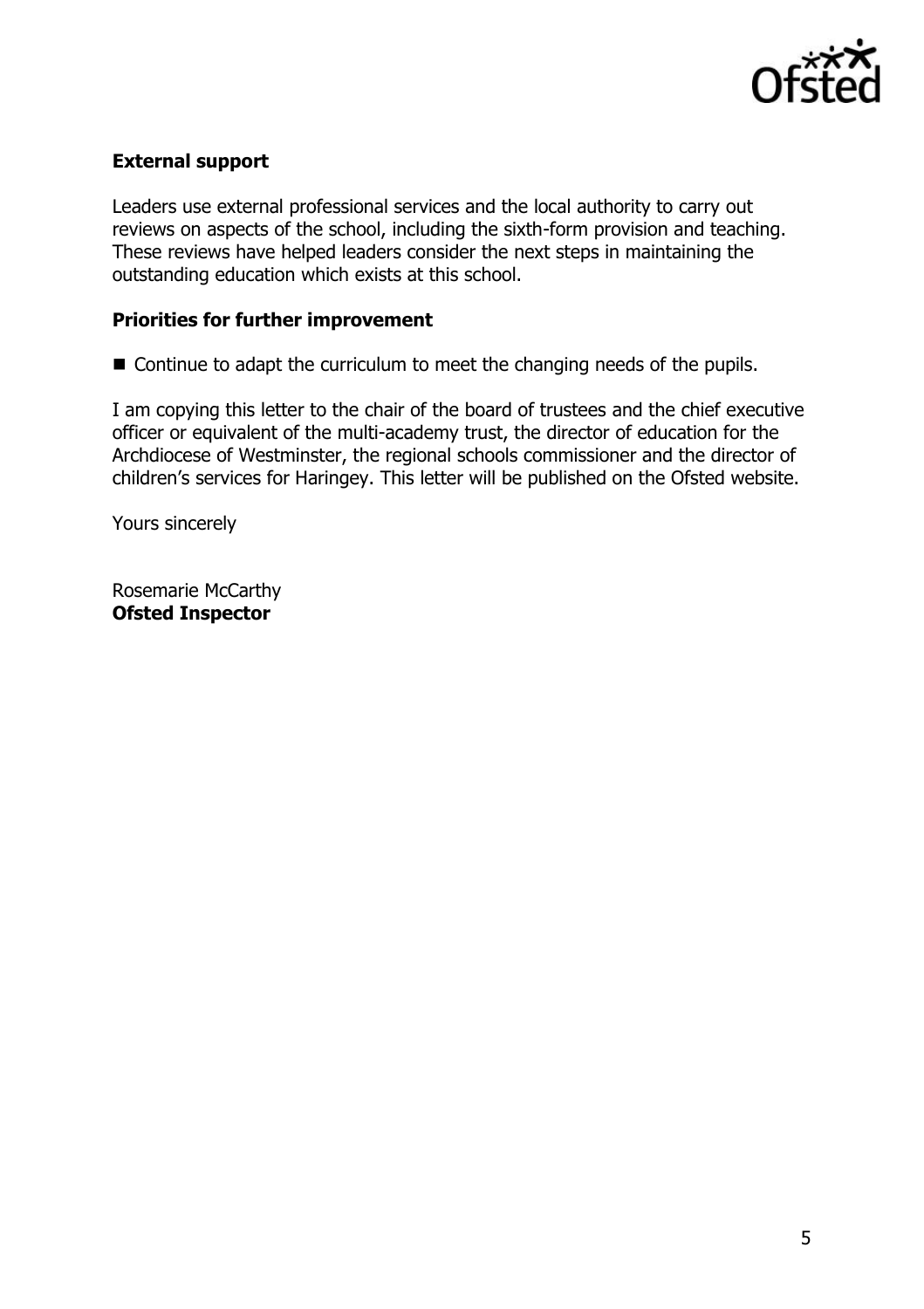**External support**

Leaders use external professional services and the local authority to carry out reviews on aspects of the school, including the sixth-form provision and teaching. These reviews have helped leaders consider the next steps in maintaining the outstanding education which exists at this school.

**Priorities for further improvement**

- Continue to adapt the curriculum to meet the changing needs of the pupils.

I am copying this letter to the chair of the board of trustees and the chief executive officer or equivalent of the multi-academy trust, the director of education for the Archdiocese of Westminster, the regional schools commissioner and the director of children's services for Haringey. This letter will be published on the Ofsted website.

Yours sincerely

Rosemarie McCarthy
**Ofsted Inspector**